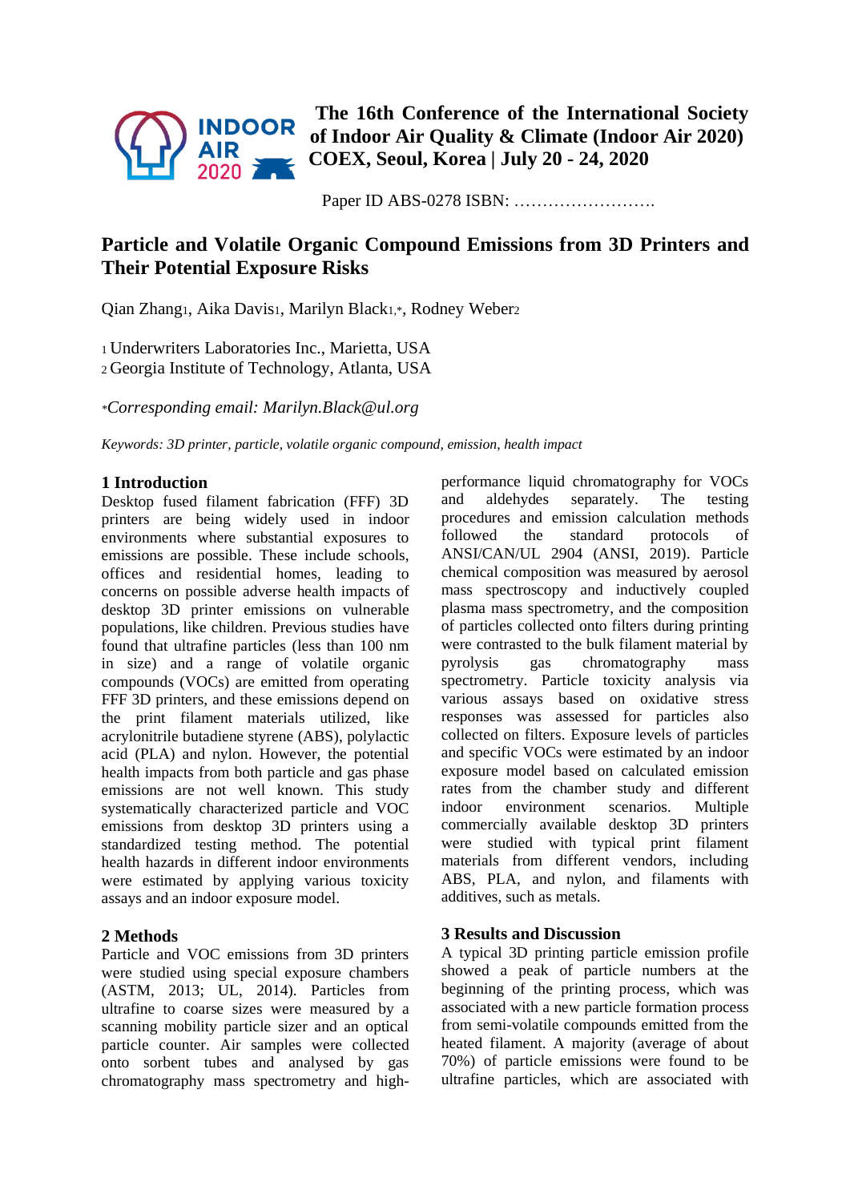The 16th Conference of the International Society of Indoor Air Quality & Climate (Indoor Air 2020) COEX, Seoul, Korea | July 20 - 24, 2020

Paper ID ABS-0278 ISBN: …………………….

# Particle and Volatile Organic Compound Emissions from 3D Printers and Their Potential Exposure Risks

Qian Zhang[1], Aika Davis[1], Marilyn Black[1,*], Rodney Weber[2]

[1] Underwriters Laboratories Inc., Marietta, USA
[2] Georgia Institute of Technology, Atlanta, USA

*\*Corresponding email: Marilyn.Black@ul.org*

*Keywords: 3D printer, particle, volatile organic compound, emission, health impact*

## 1 Introduction

Desktop fused filament fabrication (FFF) 3D printers are being widely used in indoor environments where substantial exposures to emissions are possible. These include schools, offices and residential homes, leading to concerns on possible adverse health impacts of desktop 3D printer emissions on vulnerable populations, like children. Previous studies have found that ultrafine particles (less than 100 nm in size) and a range of volatile organic compounds (VOCs) are emitted from operating FFF 3D printers, and these emissions depend on the print filament materials utilized, like acrylonitrile butadiene styrene (ABS), polylactic acid (PLA) and nylon. However, the potential health impacts from both particle and gas phase emissions are not well known. This study systematically characterized particle and VOC emissions from desktop 3D printers using a standardized testing method. The potential health hazards in different indoor environments were estimated by applying various toxicity assays and an indoor exposure model.

## 2 Methods

Particle and VOC emissions from 3D printers were studied using special exposure chambers (ASTM, 2013; UL, 2014). Particles from ultrafine to coarse sizes were measured by a scanning mobility particle sizer and an optical particle counter. Air samples were collected onto sorbent tubes and analysed by gas chromatography mass spectrometry and high-performance liquid chromatography for VOCs and aldehydes separately. The testing procedures and emission calculation methods followed the standard protocols of ANSI/CAN/UL 2904 (ANSI, 2019). Particle chemical composition was measured by aerosol mass spectroscopy and inductively coupled plasma mass spectrometry, and the composition of particles collected onto filters during printing were contrasted to the bulk filament material by pyrolysis gas chromatography mass spectrometry. Particle toxicity analysis via various assays based on oxidative stress responses was assessed for particles also collected on filters. Exposure levels of particles and specific VOCs were estimated by an indoor exposure model based on calculated emission rates from the chamber study and different indoor environment scenarios. Multiple commercially available desktop 3D printers were studied with typical print filament materials from different vendors, including ABS, PLA, and nylon, and filaments with additives, such as metals.

## 3 Results and Discussion

A typical 3D printing particle emission profile showed a peak of particle numbers at the beginning of the printing process, which was associated with a new particle formation process from semi-volatile compounds emitted from the heated filament. A majority (average of about 70%) of particle emissions were found to be ultrafine particles, which are associated with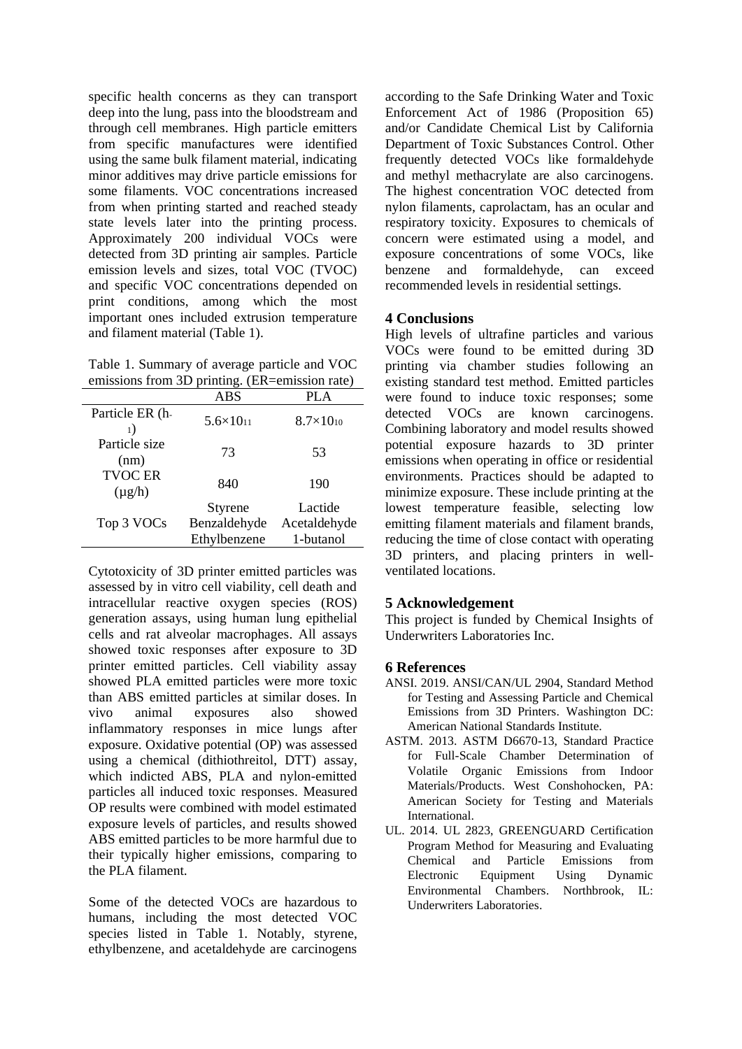specific health concerns as they can transport deep into the lung, pass into the bloodstream and through cell membranes. High particle emitters from specific manufactures were identified using the same bulk filament material, indicating minor additives may drive particle emissions for some filaments. VOC concentrations increased from when printing started and reached steady state levels later into the printing process. Approximately 200 individual VOCs were detected from 3D printing air samples. Particle emission levels and sizes, total VOC (TVOC) and specific VOC concentrations depended on print conditions, among which the most important ones included extrusion temperature and filament material (Table 1).

Table 1. Summary of average particle and VOC emissions from 3D printing. (ER=emission rate)

| | ABS | PLA |
|---|---|---|
| Particle ER ($h^{-1}$) | $5.6\times10^{11}$ | $8.7\times10^{10}$ |
| Particle size (nm) | 73 | 53 |
| TVOC ER (μg/h) | 840 | 190 |
| Top 3 VOCs | Styrene<br>Benzaldehyde<br>Ethylbenzene | Lactide<br>Acetaldehyde<br>1-butanol |

Cytotoxicity of 3D printer emitted particles was assessed by in vitro cell viability, cell death and intracellular reactive oxygen species (ROS) generation assays, using human lung epithelial cells and rat alveolar macrophages. All assays showed toxic responses after exposure to 3D printer emitted particles. Cell viability assay showed PLA emitted particles were more toxic than ABS emitted particles at similar doses. In vivo animal exposures also showed inflammatory responses in mice lungs after exposure. Oxidative potential (OP) was assessed using a chemical (dithiothreitol, DTT) assay, which indicted ABS, PLA and nylon-emitted particles all induced toxic responses. Measured OP results were combined with model estimated exposure levels of particles, and results showed ABS emitted particles to be more harmful due to their typically higher emissions, comparing to the PLA filament.

Some of the detected VOCs are hazardous to humans, including the most detected VOC species listed in Table 1. Notably, styrene, ethylbenzene, and acetaldehyde are carcinogens according to the Safe Drinking Water and Toxic Enforcement Act of 1986 (Proposition 65) and/or Candidate Chemical List by California Department of Toxic Substances Control. Other frequently detected VOCs like formaldehyde and methyl methacrylate are also carcinogens. The highest concentration VOC detected from nylon filaments, caprolactam, has an ocular and respiratory toxicity. Exposures to chemicals of concern were estimated using a model, and exposure concentrations of some VOCs, like benzene and formaldehyde, can exceed recommended levels in residential settings.

## 4 Conclusions

High levels of ultrafine particles and various VOCs were found to be emitted during 3D printing via chamber studies following an existing standard test method. Emitted particles were found to induce toxic responses; some detected VOCs are known carcinogens. Combining laboratory and model results showed potential exposure hazards to 3D printer emissions when operating in office or residential environments. Practices should be adapted to minimize exposure. These include printing at the lowest temperature feasible, selecting low emitting filament materials and filament brands, reducing the time of close contact with operating 3D printers, and placing printers in well-ventilated locations.

## 5 Acknowledgement

This project is funded by Chemical Insights of Underwriters Laboratories Inc.

## 6 References

- ANSI. 2019. ANSI/CAN/UL 2904, Standard Method for Testing and Assessing Particle and Chemical Emissions from 3D Printers. Washington DC: American National Standards Institute.
- ASTM. 2013. ASTM D6670-13, Standard Practice for Full-Scale Chamber Determination of Volatile Organic Emissions from Indoor Materials/Products. West Conshohocken, PA: American Society for Testing and Materials International.
- UL. 2014. UL 2823, GREENGUARD Certification Program Method for Measuring and Evaluating Chemical and Particle Emissions from Electronic Equipment Using Dynamic Environmental Chambers. Northbrook, IL: Underwriters Laboratories.